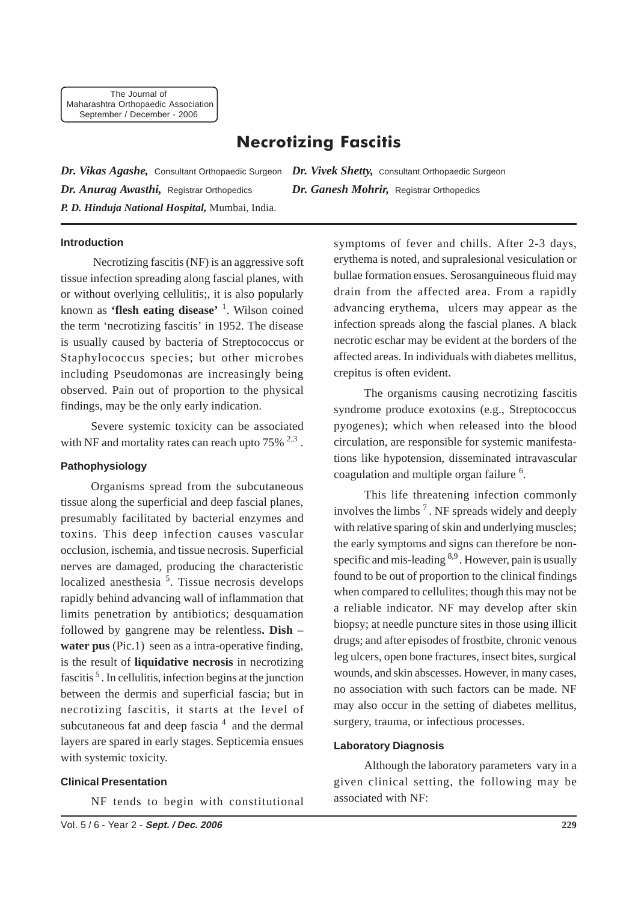# Necrotizing Fascitis

***Dr. Vikas Agashe,*** Consultant Orthopaedic Surgeon ***Dr. Vivek Shetty,*** Consultant Orthopaedic Surgeon
***Dr. Anurag Awasthi,*** Registrar Orthopedics ***Dr. Ganesh Mohrir,*** Registrar Orthopedics
***P. D. Hinduja National Hospital,*** Mumbai, India.

## Introduction

Necrotizing fascitis (NF) is an aggressive soft tissue infection spreading along fascial planes, with or without overlying cellulitis;, it is also popularly known as **'flesh eating disease'** [1]. Wilson coined the term 'necrotizing fascitis' in 1952. The disease is usually caused by bacteria of Streptococcus or Staphylococcus species; but other microbes including Pseudomonas are increasingly being observed. Pain out of proportion to the physical findings, may be the only early indication.

Severe systemic toxicity can be associated with NF and mortality rates can reach upto 75% [2,3] .

## Pathophysiology

Organisms spread from the subcutaneous tissue along the superficial and deep fascial planes, presumably facilitated by bacterial enzymes and toxins. This deep infection causes vascular occlusion, ischemia, and tissue necrosis. Superficial nerves are damaged, producing the characteristic localized anesthesia [5]. Tissue necrosis develops rapidly behind advancing wall of inflammation that limits penetration by antibiotics; desquamation followed by gangrene may be relentless**. Dish – water pus** (Pic.1) seen as a intra-operative finding, is the result of **liquidative necrosis** in necrotizing fascitis [5]. In cellulitis, infection begins at the junction between the dermis and superficial fascia; but in necrotizing fascitis, it starts at the level of subcutaneous fat and deep fascia [4] and the dermal layers are spared in early stages. Septicemia ensues with systemic toxicity.

## Clinical Presentation

NF tends to begin with constitutional symptoms of fever and chills. After 2-3 days, erythema is noted, and supralesional vesiculation or bullae formation ensues. Serosanguineous fluid may drain from the affected area. From a rapidly advancing erythema, ulcers may appear as the infection spreads along the fascial planes. A black necrotic eschar may be evident at the borders of the affected areas. In individuals with diabetes mellitus, crepitus is often evident.

The organisms causing necrotizing fascitis syndrome produce exotoxins (e.g., Streptococcus pyogenes); which when released into the blood circulation, are responsible for systemic manifestations like hypotension, disseminated intravascular coagulation and multiple organ failure [6].

This life threatening infection commonly involves the limbs [7] . NF spreads widely and deeply with relative sparing of skin and underlying muscles; the early symptoms and signs can therefore be non-specific and mis-leading [8,9] . However, pain is usually found to be out of proportion to the clinical findings when compared to cellulites; though this may not be a reliable indicator. NF may develop after skin biopsy; at needle puncture sites in those using illicit drugs; and after episodes of frostbite, chronic venous leg ulcers, open bone fractures, insect bites, surgical wounds, and skin abscesses. However, in many cases, no association with such factors can be made. NF may also occur in the setting of diabetes mellitus, surgery, trauma, or infectious processes.

## Laboratory Diagnosis

Although the laboratory parameters vary in a given clinical setting, the following may be associated with NF: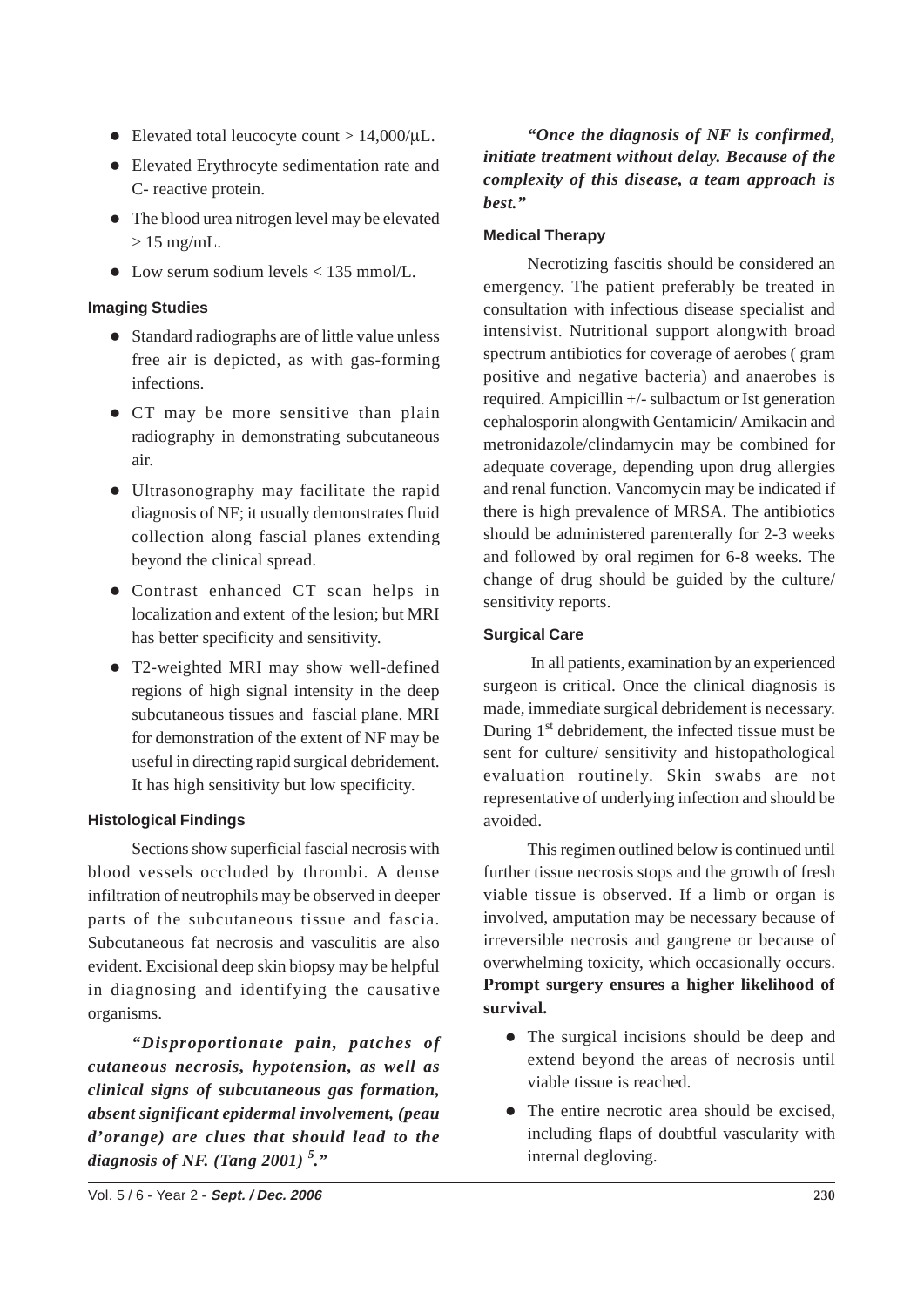- Elevated total leucocyte count > 14,000/μL.
- Elevated Erythrocyte sedimentation rate and C- reactive protein.
- The blood urea nitrogen level may be elevated > 15 mg/mL.
- Low serum sodium levels < 135 mmol/L.

### Imaging Studies

- Standard radiographs are of little value unless free air is depicted, as with gas-forming infections.
- CT may be more sensitive than plain radiography in demonstrating subcutaneous air.
- Ultrasonography may facilitate the rapid diagnosis of NF; it usually demonstrates fluid collection along fascial planes extending beyond the clinical spread.
- Contrast enhanced CT scan helps in localization and extent of the lesion; but MRI has better specificity and sensitivity.
- T2-weighted MRI may show well-defined regions of high signal intensity in the deep subcutaneous tissues and fascial plane. MRI for demonstration of the extent of NF may be useful in directing rapid surgical debridement. It has high sensitivity but low specificity.

### Histological Findings

Sections show superficial fascial necrosis with blood vessels occluded by thrombi. A dense infiltration of neutrophils may be observed in deeper parts of the subcutaneous tissue and fascia. Subcutaneous fat necrosis and vasculitis are also evident. Excisional deep skin biopsy may be helpful in diagnosing and identifying the causative organisms.

***"Disproportionate pain, patches of cutaneous necrosis, hypotension, as well as clinical signs of subcutaneous gas formation, absent significant epidermal involvement, (peau d'orange) are clues that should lead to the diagnosis of NF. (Tang 2001) [5]."***

***"Once the diagnosis of NF is confirmed, initiate treatment without delay. Because of the complexity of this disease, a team approach is best."***

### Medical Therapy

Necrotizing fascitis should be considered an emergency. The patient preferably be treated in consultation with infectious disease specialist and intensivist. Nutritional support alongwith broad spectrum antibiotics for coverage of aerobes ( gram positive and negative bacteria) and anaerobes is required. Ampicillin +/- sulbactum or Ist generation cephalosporin alongwith Gentamicin/ Amikacin and metronidazole/clindamycin may be combined for adequate coverage, depending upon drug allergies and renal function. Vancomycin may be indicated if there is high prevalence of MRSA. The antibiotics should be administered parenterally for 2-3 weeks and followed by oral regimen for 6-8 weeks. The change of drug should be guided by the culture/ sensitivity reports.

### Surgical Care

In all patients, examination by an experienced surgeon is critical. Once the clinical diagnosis is made, immediate surgical debridement is necessary. During 1st debridement, the infected tissue must be sent for culture/ sensitivity and histopathological evaluation routinely. Skin swabs are not representative of underlying infection and should be avoided.

This regimen outlined below is continued until further tissue necrosis stops and the growth of fresh viable tissue is observed. If a limb or organ is involved, amputation may be necessary because of irreversible necrosis and gangrene or because of overwhelming toxicity, which occasionally occurs. **Prompt surgery ensures a higher likelihood of survival.**

- The surgical incisions should be deep and extend beyond the areas of necrosis until viable tissue is reached.
- The entire necrotic area should be excised, including flaps of doubtful vascularity with internal degloving.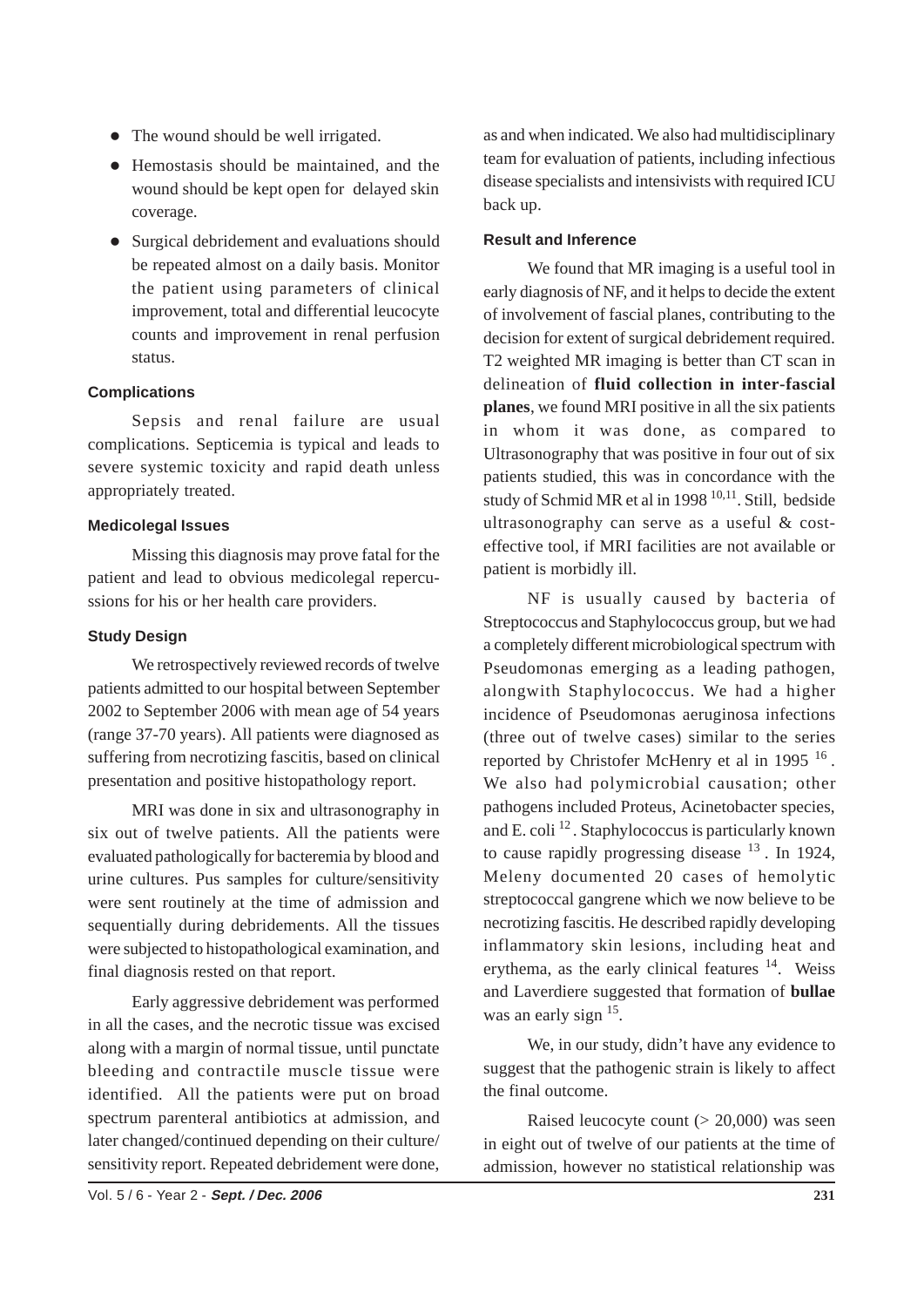- The wound should be well irrigated.
- Hemostasis should be maintained, and the wound should be kept open for delayed skin coverage.
- Surgical debridement and evaluations should be repeated almost on a daily basis. Monitor the patient using parameters of clinical improvement, total and differential leucocyte counts and improvement in renal perfusion status.

### Complications

Sepsis and renal failure are usual complications. Septicemia is typical and leads to severe systemic toxicity and rapid death unless appropriately treated.

### Medicolegal Issues

Missing this diagnosis may prove fatal for the patient and lead to obvious medicolegal repercussions for his or her health care providers.

### Study Design

We retrospectively reviewed records of twelve patients admitted to our hospital between September 2002 to September 2006 with mean age of 54 years (range 37-70 years). All patients were diagnosed as suffering from necrotizing fascitis, based on clinical presentation and positive histopathology report.

MRI was done in six and ultrasonography in six out of twelve patients. All the patients were evaluated pathologically for bacteremia by blood and urine cultures. Pus samples for culture/sensitivity were sent routinely at the time of admission and sequentially during debridements. All the tissues were subjected to histopathological examination, and final diagnosis rested on that report.

Early aggressive debridement was performed in all the cases, and the necrotic tissue was excised along with a margin of normal tissue, until punctate bleeding and contractile muscle tissue were identified. All the patients were put on broad spectrum parenteral antibiotics at admission, and later changed/continued depending on their culture/ sensitivity report. Repeated debridement were done, as and when indicated. We also had multidisciplinary team for evaluation of patients, including infectious disease specialists and intensivists with required ICU back up.

### Result and Inference

We found that MR imaging is a useful tool in early diagnosis of NF, and it helps to decide the extent of involvement of fascial planes, contributing to the decision for extent of surgical debridement required. T2 weighted MR imaging is better than CT scan in delineation of **fluid collection in inter-fascial planes**, we found MRI positive in all the six patients in whom it was done, as compared to Ultrasonography that was positive in four out of six patients studied, this was in concordance with the study of Schmid MR et al in 1998 [10,11]. Still, bedside ultrasonography can serve as a useful & cost-effective tool, if MRI facilities are not available or patient is morbidly ill.

NF is usually caused by bacteria of Streptococcus and Staphylococcus group, but we had a completely different microbiological spectrum with Pseudomonas emerging as a leading pathogen, alongwith Staphylococcus. We had a higher incidence of Pseudomonas aeruginosa infections (three out of twelve cases) similar to the series reported by Christofer McHenry et al in 1995 [16]. We also had polymicrobial causation; other pathogens included Proteus, Acinetobacter species, and E. coli [12]. Staphylococcus is particularly known to cause rapidly progressing disease [13]. In 1924, Meleny documented 20 cases of hemolytic streptococcal gangrene which we now believe to be necrotizing fascitis. He described rapidly developing inflammatory skin lesions, including heat and erythema, as the early clinical features [14]. Weiss and Laverdiere suggested that formation of **bullae** was an early sign [15].

We, in our study, didn't have any evidence to suggest that the pathogenic strain is likely to affect the final outcome.

Raised leucocyte count (> 20,000) was seen in eight out of twelve of our patients at the time of admission, however no statistical relationship was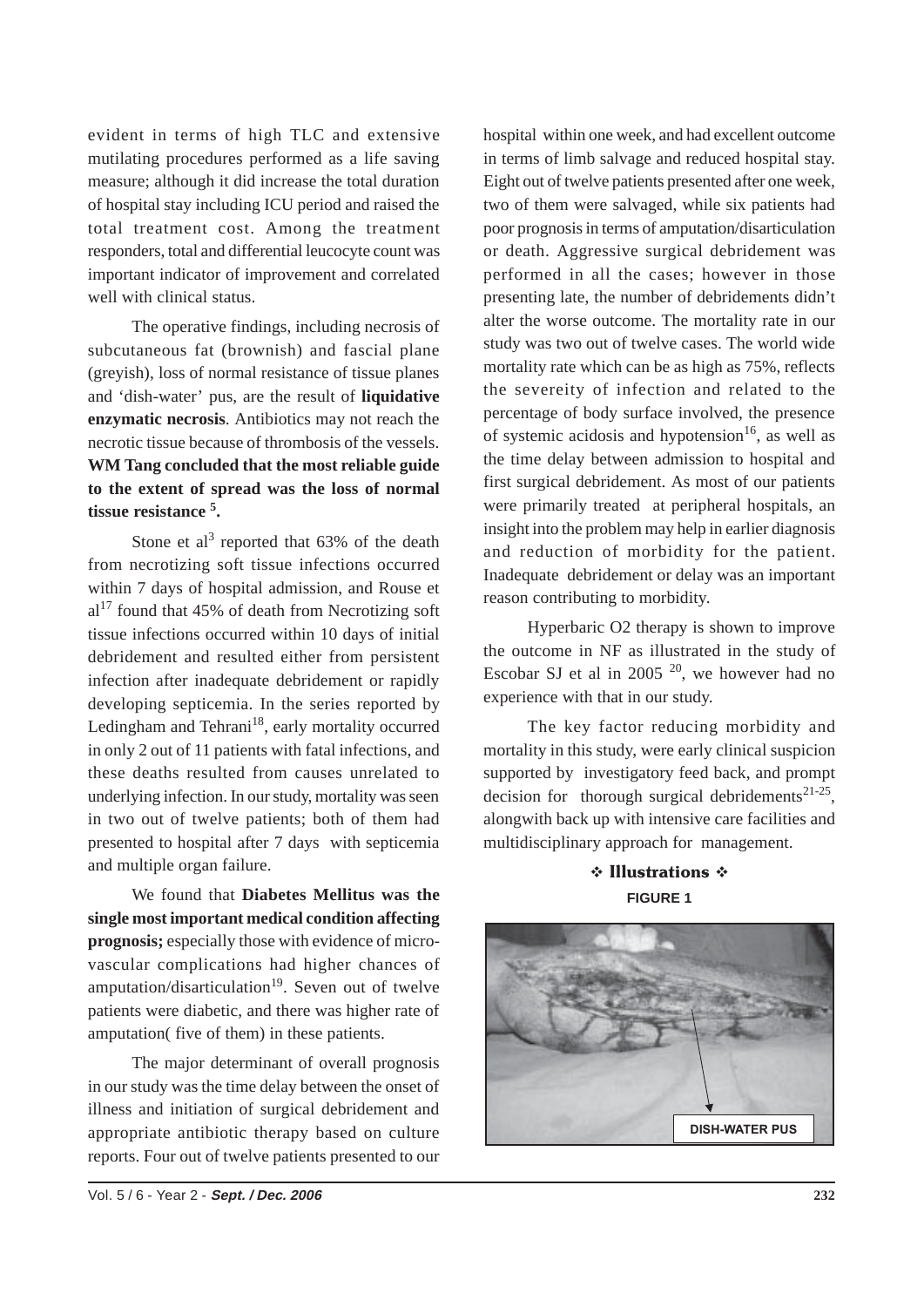evident in terms of high TLC and extensive mutilating procedures performed as a life saving measure; although it did increase the total duration of hospital stay including ICU period and raised the total treatment cost. Among the treatment responders, total and differential leucocyte count was important indicator of improvement and correlated well with clinical status.

The operative findings, including necrosis of subcutaneous fat (brownish) and fascial plane (greyish), loss of normal resistance of tissue planes and 'dish-water' pus, are the result of **liquidative enzymatic necrosis**. Antibiotics may not reach the necrotic tissue because of thrombosis of the vessels. **WM Tang concluded that the most reliable guide to the extent of spread was the loss of normal tissue resistance [5].**

Stone et al[3] reported that 63% of the death from necrotizing soft tissue infections occurred within 7 days of hospital admission, and Rouse et al[17] found that 45% of death from Necrotizing soft tissue infections occurred within 10 days of initial debridement and resulted either from persistent infection after inadequate debridement or rapidly developing septicemia. In the series reported by Ledingham and Tehrani[18], early mortality occurred in only 2 out of 11 patients with fatal infections, and these deaths resulted from causes unrelated to underlying infection. In our study, mortality was seen in two out of twelve patients; both of them had presented to hospital after 7 days with septicemia and multiple organ failure.

We found that **Diabetes Mellitus was the single most important medical condition affecting prognosis;** especially those with evidence of micro-vascular complications had higher chances of amputation/disarticulation[19]. Seven out of twelve patients were diabetic, and there was higher rate of amputation( five of them) in these patients.

The major determinant of overall prognosis in our study was the time delay between the onset of illness and initiation of surgical debridement and appropriate antibiotic therapy based on culture reports. Four out of twelve patients presented to our hospital within one week, and had excellent outcome in terms of limb salvage and reduced hospital stay. Eight out of twelve patients presented after one week, two of them were salvaged, while six patients had poor prognosis in terms of amputation/disarticulation or death. Aggressive surgical debridement was performed in all the cases; however in those presenting late, the number of debridements didn't alter the worse outcome. The mortality rate in our study was two out of twelve cases. The world wide mortality rate which can be as high as 75%, reflects the severeity of infection and related to the percentage of body surface involved, the presence of systemic acidosis and hypotension[16], as well as the time delay between admission to hospital and first surgical debridement. As most of our patients were primarily treated at peripheral hospitals, an insight into the problem may help in earlier diagnosis and reduction of morbidity for the patient. Inadequate debridement or delay was an important reason contributing to morbidity.

Hyperbaric O2 therapy is shown to improve the outcome in NF as illustrated in the study of Escobar SJ et al in 2005 [20], we however had no experience with that in our study.

The key factor reducing morbidity and mortality in this study, were early clinical suspicion supported by investigatory feed back, and prompt decision for thorough surgical debridements[21-25], alongwith back up with intensive care facilities and multidisciplinary approach for management.

## ❖ Illustrations ❖

**FIGURE 1**

DISH-WATER PUS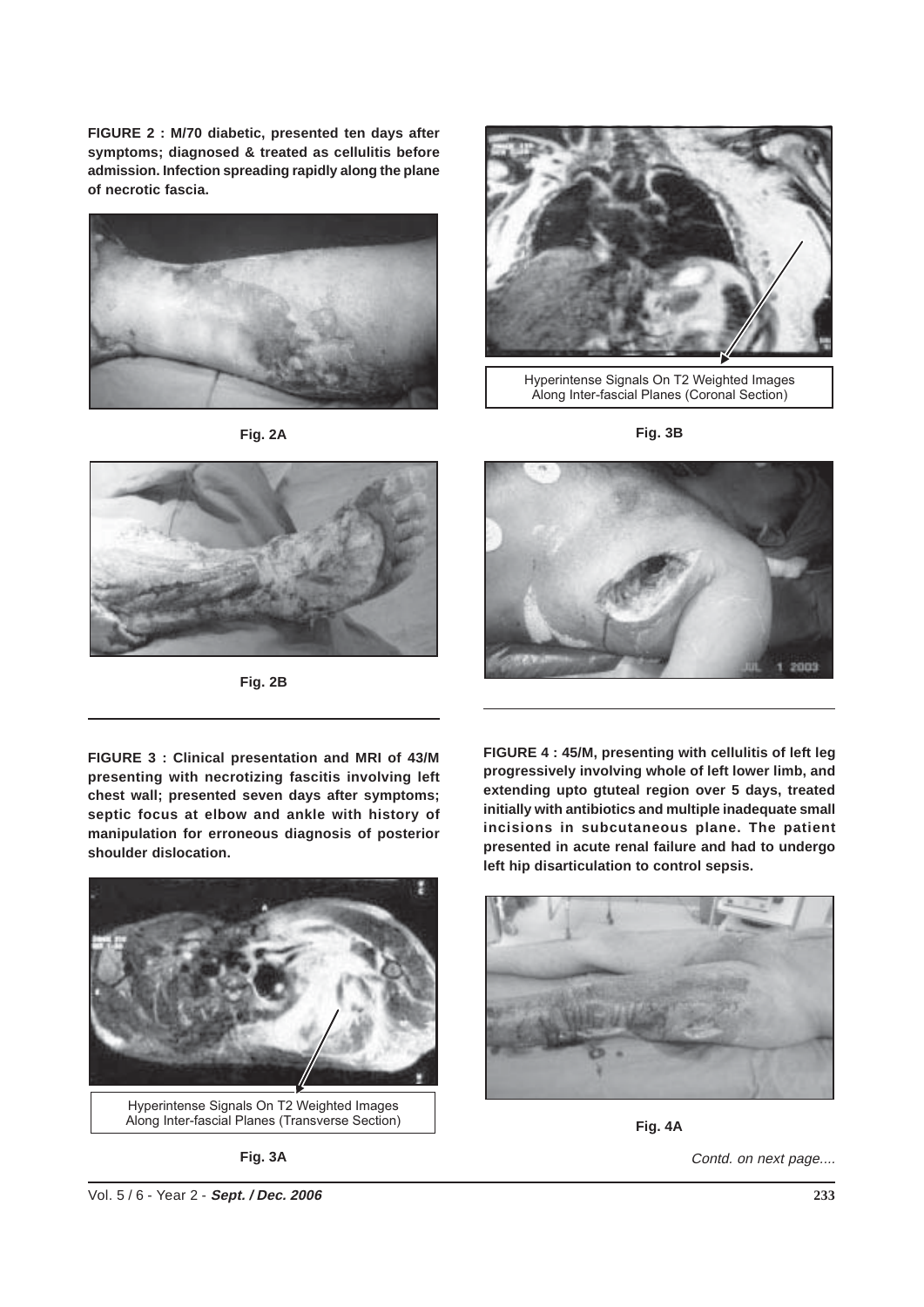**FIGURE 2 : M/70 diabetic, presented ten days after symptoms; diagnosed & treated as cellulitis before admission. Infection spreading rapidly along the plane of necrotic fascia.**

Fig. 2A

Fig. 2B

Hyperintense Signals On T2 Weighted Images Along Inter-fascial Planes (Coronal Section)

Fig. 3B

**FIGURE 3 : Clinical presentation and MRI of 43/M presenting with necrotizing fascitis involving left chest wall; presented seven days after symptoms; septic focus at elbow and ankle with history of manipulation for erroneous diagnosis of posterior shoulder dislocation.**

Hyperintense Signals On T2 Weighted Images Along Inter-fascial Planes (Transverse Section)

Fig. 3A

**FIGURE 4 : 45/M, presenting with cellulitis of left leg progressively involving whole of left lower limb, and extending upto gtuteal region over 5 days, treated initially with antibiotics and multiple inadequate small incisions in subcutaneous plane. The patient presented in acute renal failure and had to undergo left hip disarticulation to control sepsis.**

Fig. 4A

*Contd. on next page....*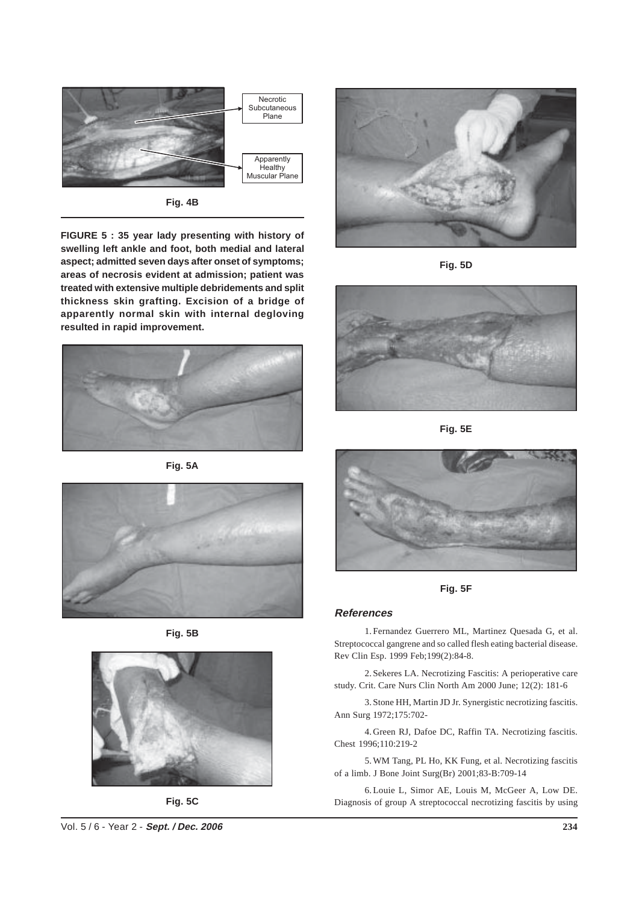Necrotic Subcutaneous Plane

Apparently Healthy Muscular Plane

**Fig. 4B**

**FIGURE 5 : 35 year lady presenting with history of swelling left ankle and foot, both medial and lateral aspect; admitted seven days after onset of symptoms; areas of necrosis evident at admission; patient was treated with extensive multiple debridements and split thickness skin grafting. Excision of a bridge of apparently normal skin with internal degloving resulted in rapid improvement.**

**Fig. 5A**

**Fig. 5B**

**Fig. 5C**

**Fig. 5D**

**Fig. 5E**

**Fig. 5F**

### *References*

1. Fernandez Guerrero ML, Martinez Quesada G, et al. Streptococcal gangrene and so called flesh eating bacterial disease. Rev Clin Esp. 1999 Feb;199(2):84-8.

2. Sekeres LA. Necrotizing Fascitis: A perioperative care study. Crit. Care Nurs Clin North Am 2000 June; 12(2): 181-6

3. Stone HH, Martin JD Jr. Synergistic necrotizing fascitis. Ann Surg 1972;175:702-

4. Green RJ, Dafoe DC, Raffin TA. Necrotizing fascitis. Chest 1996;110:219-2

5. WM Tang, PL Ho, KK Fung, et al. Necrotizing fascitis of a limb. J Bone Joint Surg(Br) 2001;83-B:709-14

6. Louie L, Simor AE, Louis M, McGeer A, Low DE. Diagnosis of group A streptococcal necrotizing fascitis by using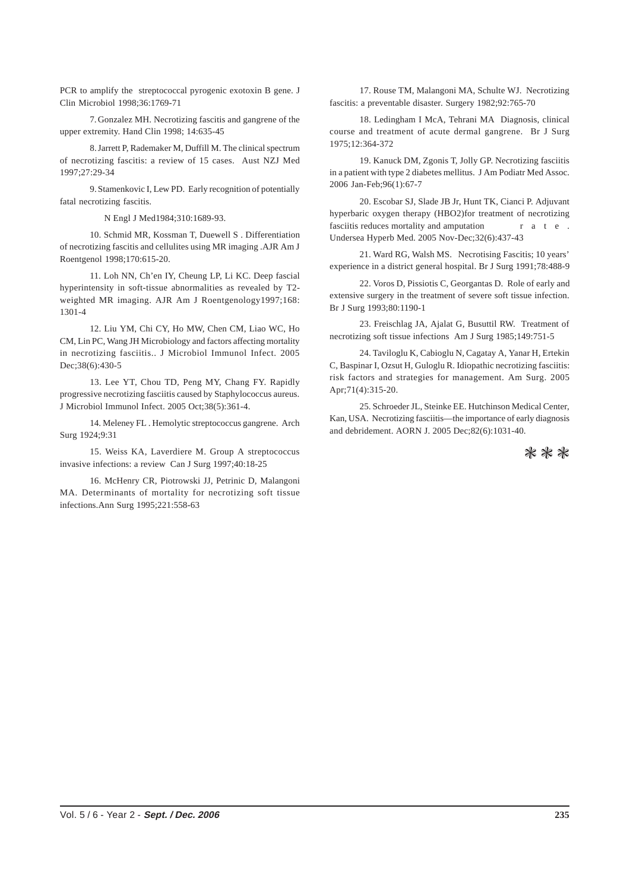PCR to amplify the streptococcal pyrogenic exotoxin B gene. J Clin Microbiol 1998;36:1769-71

7. Gonzalez MH. Necrotizing fascitis and gangrene of the upper extremity. Hand Clin 1998; 14:635-45

8. Jarrett P, Rademaker M, Duffill M. The clinical spectrum of necrotizing fascitis: a review of 15 cases. Aust NZJ Med 1997;27:29-34

9. Stamenkovic I, Lew PD. Early recognition of potentially fatal necrotizing fascitis.

N Engl J Med1984;310:1689-93.

10. Schmid MR, Kossman T, Duewell S . Differentiation of necrotizing fascitis and cellulites using MR imaging .AJR Am J Roentgenol 1998;170:615-20.

11. Loh NN, Ch'en IY, Cheung LP, Li KC. Deep fascial hyperintensity in soft-tissue abnormalities as revealed by T2-weighted MR imaging. AJR Am J Roentgenology1997;168: 1301-4

12. Liu YM, Chi CY, Ho MW, Chen CM, Liao WC, Ho CM, Lin PC, Wang JH Microbiology and factors affecting mortality in necrotizing fasciitis.. J Microbiol Immunol Infect. 2005 Dec;38(6):430-5

13. Lee YT, Chou TD, Peng MY, Chang FY. Rapidly progressive necrotizing fasciitis caused by Staphylococcus aureus. J Microbiol Immunol Infect. 2005 Oct;38(5):361-4.

14. Meleney FL . Hemolytic streptococcus gangrene. Arch Surg 1924;9:31

15. Weiss KA, Laverdiere M. Group A streptococcus invasive infections: a review Can J Surg 1997;40:18-25

16. McHenry CR, Piotrowski JJ, Petrinic D, Malangoni MA. Determinants of mortality for necrotizing soft tissue infections.Ann Surg 1995;221:558-63

17. Rouse TM, Malangoni MA, Schulte WJ. Necrotizing fascitis: a preventable disaster. Surgery 1982;92:765-70

18. Ledingham I McA, Tehrani MA Diagnosis, clinical course and treatment of acute dermal gangrene. Br J Surg 1975;12:364-372

19. Kanuck DM, Zgonis T, Jolly GP. Necrotizing fasciitis in a patient with type 2 diabetes mellitus. J Am Podiatr Med Assoc. 2006 Jan-Feb;96(1):67-7

20. Escobar SJ, Slade JB Jr, Hunt TK, Cianci P. Adjuvant hyperbaric oxygen therapy (HBO2)for treatment of necrotizing fasciitis reduces mortality and amputation rate. Undersea Hyperb Med. 2005 Nov-Dec;32(6):437-43

21. Ward RG, Walsh MS. Necrotising Fascitis; 10 years' experience in a district general hospital. Br J Surg 1991;78:488-9

22. Voros D, Pissiotis C, Georgantas D. Role of early and extensive surgery in the treatment of severe soft tissue infection. Br J Surg 1993;80:1190-1

23. Freischlag JA, Ajalat G, Busuttil RW. Treatment of necrotizing soft tissue infections Am J Surg 1985;149:751-5

24. Taviloglu K, Cabioglu N, Cagatay A, Yanar H, Ertekin C, Baspinar I, Ozsut H, Guloglu R. Idiopathic necrotizing fasciitis: risk factors and strategies for management. Am Surg. 2005 Apr;71(4):315-20.

25. Schroeder JL, Steinke EE. Hutchinson Medical Center, Kan, USA. Necrotizing fasciitis—the importance of early diagnosis and debridement. AORN J. 2005 Dec;82(6):1031-40.

❋ ❋ ❋